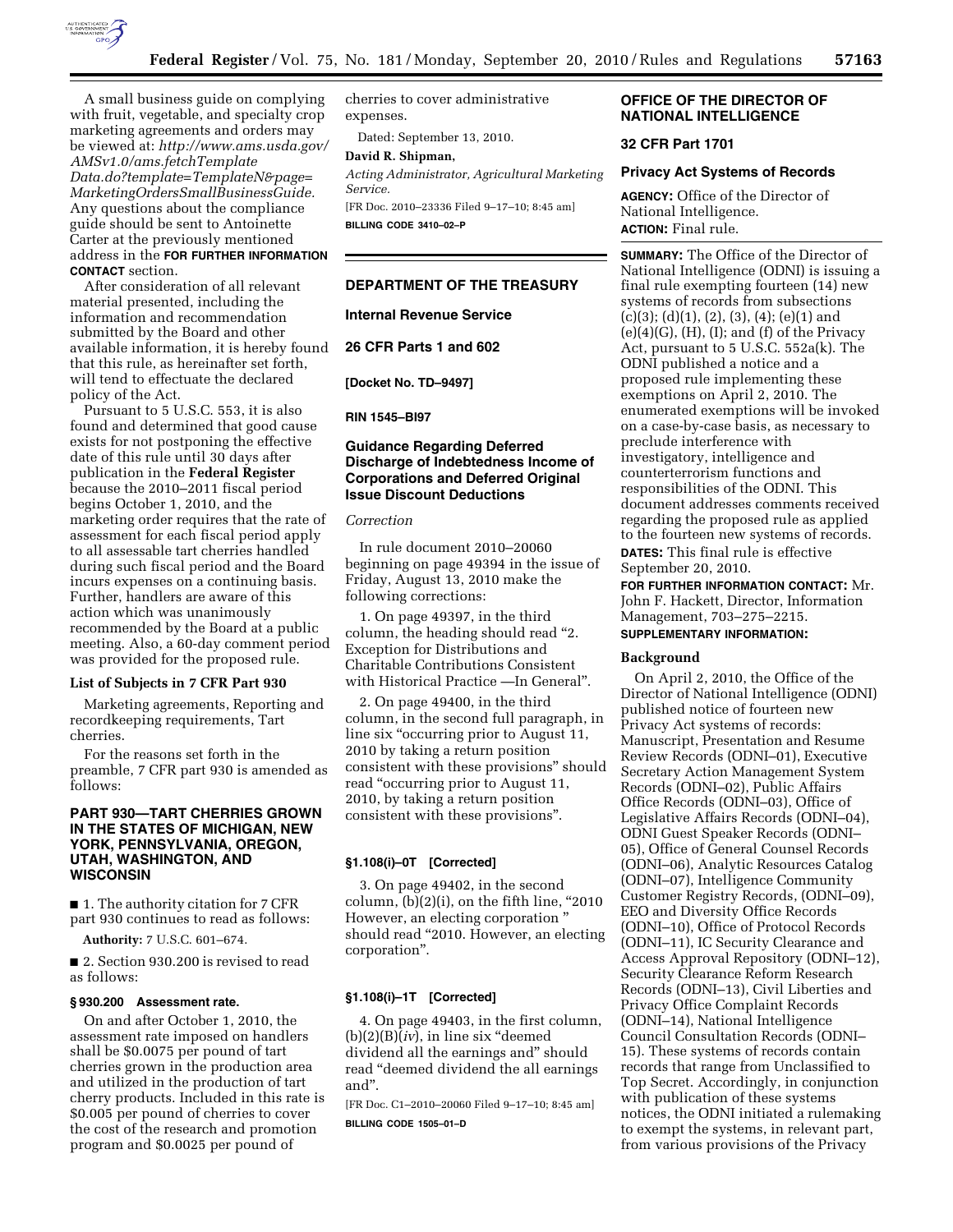A small business guide on complying with fruit, vegetable, and specialty crop marketing agreements and orders may be viewed at: *http://www.ams.usda.gov/AMSv1.0/ams.fetchTemplateData.do?template=TemplateN&page=MarketingOrdersSmallBusinessGuide.* Any questions about the compliance guide should be sent to Antoinette Carter at the previously mentioned address in the **FOR FURTHER INFORMATION CONTACT** section.

After consideration of all relevant material presented, including the information and recommendation submitted by the Board and other available information, it is hereby found that this rule, as hereinafter set forth, will tend to effectuate the declared policy of the Act.

Pursuant to 5 U.S.C. 553, it is also found and determined that good cause exists for not postponing the effective date of this rule until 30 days after publication in the **Federal Register** because the 2010–2011 fiscal period begins October 1, 2010, and the marketing order requires that the rate of assessment for each fiscal period apply to all assessable tart cherries handled during such fiscal period and the Board incurs expenses on a continuing basis. Further, handlers are aware of this action which was unanimously recommended by the Board at a public meeting. Also, a 60-day comment period was provided for the proposed rule.

### List of Subjects in 7 CFR Part 930

Marketing agreements, Reporting and recordkeeping requirements, Tart cherries.

For the reasons set forth in the preamble, 7 CFR part 930 is amended as follows:

## PART 930—TART CHERRIES GROWN IN THE STATES OF MICHIGAN, NEW YORK, PENNSYLVANIA, OREGON, UTAH, WASHINGTON, AND WISCONSIN

■ 1. The authority citation for 7 CFR part 930 continues to read as follows:

**Authority:** 7 U.S.C. 601–674.

■ 2. Section 930.200 is revised to read as follows:

### § 930.200 Assessment rate.

On and after October 1, 2010, the assessment rate imposed on handlers shall be $0.0075 per pound of tart cherries grown in the production area and utilized in the production of tart cherry products. Included in this rate is $0.005 per pound of cherries to cover the cost of the research and promotion program and $0.0025 per pound of cherries to cover administrative expenses.

Dated: September 13, 2010.

**David R. Shipman,**

*Acting Administrator, Agricultural Marketing Service.*

[FR Doc. 2010–23336 Filed 9–17–10; 8:45 am]

**BILLING CODE 3410–02–P**

---

## DEPARTMENT OF THE TREASURY

### Internal Revenue Service

### 26 CFR Parts 1 and 602

**[Docket No. TD–9497]**

**RIN 1545–BI97**

### Guidance Regarding Deferred Discharge of Indebtedness Income of Corporations and Deferred Original Issue Discount Deductions

*Correction*

In rule document 2010–20060 beginning on page 49394 in the issue of Friday, August 13, 2010 make the following corrections:

1. On page 49397, in the third column, the heading should read "2. Exception for Distributions and Charitable Contributions Consistent with Historical Practice —In General".

2. On page 49400, in the third column, in the second full paragraph, in line six "occurring prior to August 11, 2010 by taking a return position consistent with these provisions" should read "occurring prior to August 11, 2010, by taking a return position consistent with these provisions".

### §1.108(i)–0T [Corrected]

3. On page 49402, in the second column, (b)(2)(i), on the fifth line, "2010 However, an electing corporation " should read "2010. However, an electing corporation".

### §1.108(i)–1T [Corrected]

4. On page 49403, in the first column, (b)(2)(B)(*iv*), in line six "deemed dividend all the earnings and" should read "deemed dividend the all earnings and".

[FR Doc. C1–2010–20060 Filed 9–17–10; 8:45 am]

**BILLING CODE 1505–01–D**

---

## OFFICE OF THE DIRECTOR OF NATIONAL INTELLIGENCE

### 32 CFR Part 1701

### Privacy Act Systems of Records

**AGENCY:** Office of the Director of National Intelligence.

**ACTION:** Final rule.

**SUMMARY:** The Office of the Director of National Intelligence (ODNI) is issuing a final rule exempting fourteen (14) new systems of records from subsections (c)(3); (d)(1), (2), (3), (4); (e)(1) and (e)(4)(G), (H), (I); and (f) of the Privacy Act, pursuant to 5 U.S.C. 552a(k). The ODNI published a notice and a proposed rule implementing these exemptions on April 2, 2010. The enumerated exemptions will be invoked on a case-by-case basis, as necessary to preclude interference with investigatory, intelligence and counterterrorism functions and responsibilities of the ODNI. This document addresses comments received regarding the proposed rule as applied to the fourteen new systems of records.

**DATES:** This final rule is effective September 20, 2010.

**FOR FURTHER INFORMATION CONTACT:** Mr. John F. Hackett, Director, Information Management, 703–275–2215.

**SUPPLEMENTARY INFORMATION:**

### Background

On April 2, 2010, the Office of the Director of National Intelligence (ODNI) published notice of fourteen new Privacy Act systems of records: Manuscript, Presentation and Resume Review Records (ODNI–01), Executive Secretary Action Management System Records (ODNI–02), Public Affairs Office Records (ODNI–03), Office of Legislative Affairs Records (ODNI–04), ODNI Guest Speaker Records (ODNI–05), Office of General Counsel Records (ODNI–06), Analytic Resources Catalog (ODNI–07), Intelligence Community Customer Registry Records, (ODNI–09), EEO and Diversity Office Records (ODNI–10), Office of Protocol Records (ODNI–11), IC Security Clearance and Access Approval Repository (ODNI–12), Security Clearance Reform Research Records (ODNI–13), Civil Liberties and Privacy Office Complaint Records (ODNI–14), National Intelligence Council Consultation Records (ODNI–15). These systems of records contain records that range from Unclassified to Top Secret. Accordingly, in conjunction with publication of these systems notices, the ODNI initiated a rulemaking to exempt the systems, in relevant part, from various provisions of the Privacy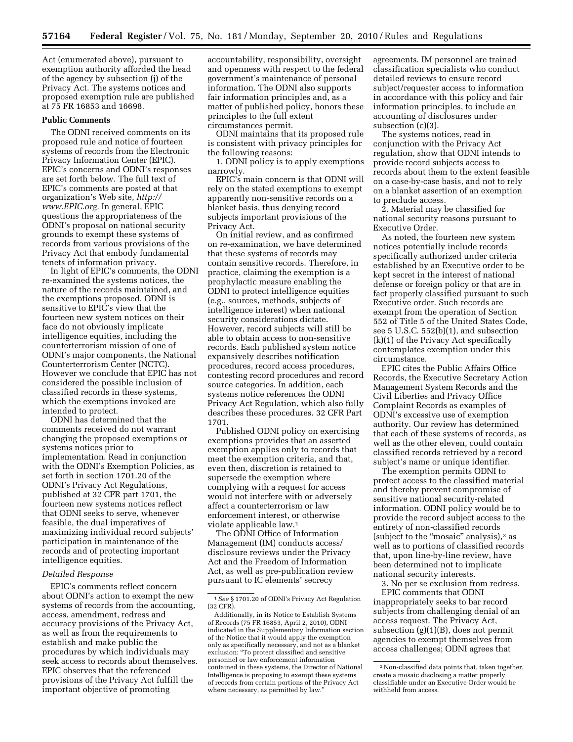Act (enumerated above), pursuant to exemption authority afforded the head of the agency by subsection (j) of the Privacy Act. The systems notices and proposed exemption rule are published at 75 FR 16853 and 16698.

## Public Comments

The ODNI received comments on its proposed rule and notice of fourteen systems of records from the Electronic Privacy Information Center (EPIC). EPIC's concerns and ODNI's responses are set forth below. The full text of EPIC's comments are posted at that organization's Web site, *http://www.EPIC.org.* In general, EPIC questions the appropriateness of the ODNI's proposal on national security grounds to exempt these systems of records from various provisions of the Privacy Act that embody fundamental tenets of information privacy.

In light of EPIC's comments, the ODNI re-examined the systems notices, the nature of the records maintained, and the exemptions proposed. ODNI is sensitive to EPIC's view that the fourteen new system notices on their face do not obviously implicate intelligence equities, including the counterterrorism mission of one of ODNI's major components, the National Counterterrorism Center (NCTC). However we conclude that EPIC has not considered the possible inclusion of classified records in these systems, which the exemptions invoked are intended to protect.

ODNI has determined that the comments received do not warrant changing the proposed exemptions or systems notices prior to implementation. Read in conjunction with the ODNI's Exemption Policies, as set forth in section 1701.20 of the ODNI's Privacy Act Regulations, published at 32 CFR part 1701, the fourteen new systems notices reflect that ODNI seeks to serve, whenever feasible, the dual imperatives of maximizing individual record subjects' participation in maintenance of the records and of protecting important intelligence equities.

### *Detailed Response*

EPIC's comments reflect concern about ODNI's action to exempt the new systems of records from the accounting, access, amendment, redress and accuracy provisions of the Privacy Act, as well as from the requirements to establish and make public the procedures by which individuals may seek access to records about themselves. EPIC observes that the referenced provisions of the Privacy Act fulfill the important objective of promoting accountability, responsibility, oversight and openness with respect to the federal government's maintenance of personal information. The ODNI also supports fair information principles and, as a matter of published policy, honors these principles to the full extent circumstances permit.

ODNI maintains that its proposed rule is consistent with privacy principles for the following reasons:

1. ODNI policy is to apply exemptions narrowly.

EPIC's main concern is that ODNI will rely on the stated exemptions to exempt apparently non-sensitive records on a blanket basis, thus denying record subjects important provisions of the Privacy Act.

On initial review, and as confirmed on re-examination, we have determined that these systems of records may contain sensitive records. Therefore, in practice, claiming the exemption is a prophylactic measure enabling the ODNI to protect intelligence equities (e.g., sources, methods, subjects of intelligence interest) when national security considerations dictate. However, record subjects will still be able to obtain access to non-sensitive records. Each published system notice expansively describes notification procedures, record access procedures, contesting record procedures and record source categories. In addition, each systems notice references the ODNI Privacy Act Regulation, which also fully describes these procedures. 32 CFR Part 1701.

Published ODNI policy on exercising exemptions provides that an asserted exemption applies only to records that meet the exemption criteria, and that, even then, discretion is retained to supersede the exemption where complying with a request for access would not interfere with or adversely affect a counterterrorism or law enforcement interest, or otherwise violate applicable law.[1]

The ODNI Office of Information Management (IM) conducts access/disclosure reviews under the Privacy Act and the Freedom of Information Act, as well as pre-publication review pursuant to IC elements' secrecy agreements. IM personnel are trained classification specialists who conduct detailed reviews to ensure record subject/requester access to information in accordance with this policy and fair information principles, to include an accounting of disclosures under subsection (c)(3).

The systems notices, read in conjunction with the Privacy Act regulation, show that ODNI intends to provide record subjects access to records about them to the extent feasible on a case-by-case basis, and not to rely on a blanket assertion of an exemption to preclude access.

2. Material may be classified for national security reasons pursuant to Executive Order.

As noted, the fourteen new system notices potentially include records specifically authorized under criteria established by an Executive order to be kept secret in the interest of national defense or foreign policy or that are in fact properly classified pursuant to such Executive order. Such records are exempt from the operation of Section 552 of Title 5 of the United States Code, see 5 U.S.C. 552(b)(1), and subsection (k)(1) of the Privacy Act specifically contemplates exemption under this circumstance.

EPIC cites the Public Affairs Office Records, the Executive Secretary Action Management System Records and the Civil Liberties and Privacy Office Complaint Records as examples of ODNI's excessive use of exemption authority. Our review has determined that each of these systems of records, as well as the other eleven, could contain classified records retrieved by a record subject's name or unique identifier.

The exemption permits ODNI to protect access to the classified material and thereby prevent compromise of sensitive national security-related information. ODNI policy would be to provide the record subject access to the entirety of non-classified records (subject to the "mosaic" analysis),[2] as well as to portions of classified records that, upon line-by-line review, have been determined not to implicate national security interests.

3. No per se exclusion from redress.

EPIC comments that ODNI inappropriately seeks to bar record subjects from challenging denial of an access request. The Privacy Act, subsection (g)(1)(B), does not permit agencies to exempt themselves from access challenges; ODNI agrees that

---

[1] *See* § 1701.20 of ODNI's Privacy Act Regulation (32 CFR).

Additionally, in its Notice to Establish Systems of Records (75 FR 16853, April 2, 2010), ODNI indicated in the Supplementary Information section of the Notice that it would apply the exemption only as specifically necessary, and not as a blanket exclusion: "To protect classified and sensitive personnel or law enforcement information contained in these systems, the Director of National Intelligence is proposing to exempt these systems of records from certain portions of the Privacy Act where necessary, as permitted by law."

[2] Non-classified data points that, taken together, create a mosaic disclosing a matter properly classifiable under an Executive Order would be withheld from access.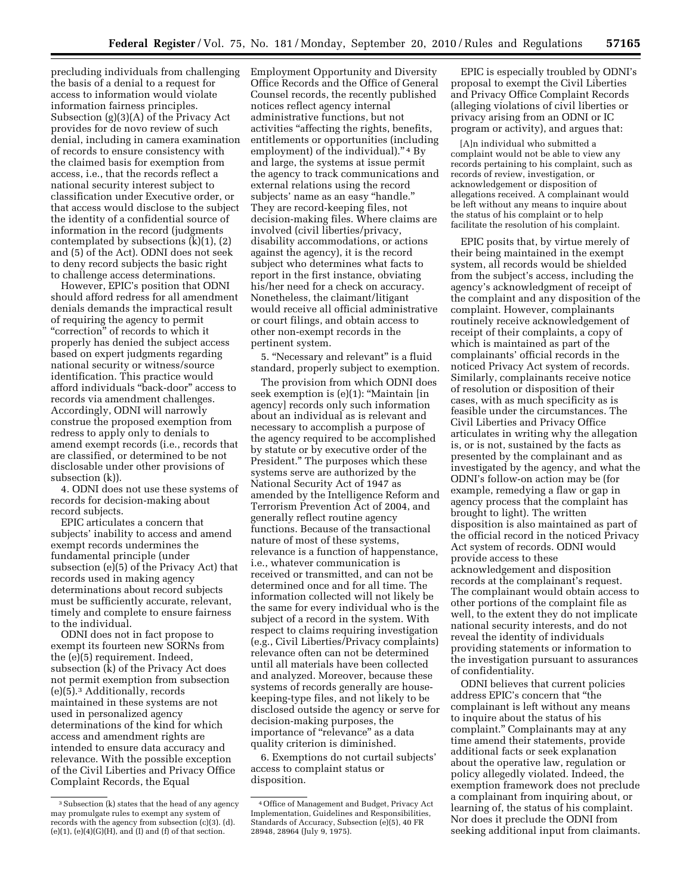precluding individuals from challenging the basis of a denial to a request for access to information would violate information fairness principles. Subsection (g)(3)(A) of the Privacy Act provides for de novo review of such denial, including in camera examination of records to ensure consistency with the claimed basis for exemption from access, i.e., that the records reflect a national security interest subject to classification under Executive order, or that access would disclose to the subject the identity of a confidential source of information in the record (judgments contemplated by subsections (k)(1), (2) and (5) of the Act). ODNI does not seek to deny record subjects the basic right to challenge access determinations.

However, EPIC's position that ODNI should afford redress for all amendment denials demands the impractical result of requiring the agency to permit "correction" of records to which it properly has denied the subject access based on expert judgments regarding national security or witness/source identification. This practice would afford individuals "back-door" access to records via amendment challenges. Accordingly, ODNI will narrowly construe the proposed exemption from redress to apply only to denials to amend exempt records (i.e., records that are classified, or determined to be not disclosable under other provisions of subsection (k)).

4. ODNI does not use these systems of records for decision-making about record subjects.

EPIC articulates a concern that subjects' inability to access and amend exempt records undermines the fundamental principle (under subsection (e)(5) of the Privacy Act) that records used in making agency determinations about record subjects must be sufficiently accurate, relevant, timely and complete to ensure fairness to the individual.

ODNI does not in fact propose to exempt its fourteen new SORNs from the (e)(5) requirement. Indeed, subsection (k) of the Privacy Act does not permit exemption from subsection (e)(5).[3] Additionally, records maintained in these systems are not used in personalized agency determinations of the kind for which access and amendment rights are intended to ensure data accuracy and relevance. With the possible exception of the Civil Liberties and Privacy Office Complaint Records, the Equal Employment Opportunity and Diversity Office Records and the Office of General Counsel records, the recently published notices reflect agency internal administrative functions, but not activities "affecting the rights, benefits, entitlements or opportunities (including employment) of the individual."[4] By and large, the systems at issue permit the agency to track communications and external relations using the record subjects' name as an easy "handle." They are record-keeping files, not decision-making files. Where claims are involved (civil liberties/privacy, disability accommodations, or actions against the agency), it is the record subject who determines what facts to report in the first instance, obviating his/her need for a check on accuracy. Nonetheless, the claimant/litigant would receive all official administrative or court filings, and obtain access to other non-exempt records in the pertinent system.

5. "Necessary and relevant" is a fluid standard, properly subject to exemption.

The provision from which ODNI does seek exemption is (e)(1): "Maintain [in agency] records only such information about an individual as is relevant and necessary to accomplish a purpose of the agency required to be accomplished by statute or by executive order of the President." The purposes which these systems serve are authorized by the National Security Act of 1947 as amended by the Intelligence Reform and Terrorism Prevention Act of 2004, and generally reflect routine agency functions. Because of the transactional nature of most of these systems, relevance is a function of happenstance, i.e., whatever communication is received or transmitted, and can not be determined once and for all time. The information collected will not likely be the same for every individual who is the subject of a record in the system. With respect to claims requiring investigation (e.g., Civil Liberties/Privacy complaints) relevance often can not be determined until all materials have been collected and analyzed. Moreover, because these systems of records generally are house-keeping-type files, and not likely to be disclosed outside the agency or serve for decision-making purposes, the importance of "relevance" as a data quality criterion is diminished.

6. Exemptions do not curtail subjects' access to complaint status or disposition.

EPIC is especially troubled by ODNI's proposal to exempt the Civil Liberties and Privacy Office Complaint Records (alleging violations of civil liberties or privacy arising from an ODNI or IC program or activity), and argues that:

> [A]n individual who submitted a complaint would not be able to view any records pertaining to his complaint, such as records of review, investigation, or acknowledgement or disposition of allegations received. A complainant would be left without any means to inquire about the status of his complaint or to help facilitate the resolution of his complaint.

EPIC posits that, by virtue merely of their being maintained in the exempt system, all records would be shielded from the subject's access, including the agency's acknowledgment of receipt of the complaint and any disposition of the complaint. However, complainants routinely receive acknowledgement of receipt of their complaints, a copy of which is maintained as part of the complainants' official records in the noticed Privacy Act system of records. Similarly, complainants receive notice of resolution or disposition of their cases, with as much specificity as is feasible under the circumstances. The Civil Liberties and Privacy Office articulates in writing why the allegation is, or is not, sustained by the facts as presented by the complainant and as investigated by the agency, and what the ODNI's follow-on action may be (for example, remedying a flaw or gap in agency process that the complaint has brought to light). The written disposition is also maintained as part of the official record in the noticed Privacy Act system of records. ODNI would provide access to these acknowledgement and disposition records at the complainant's request. The complainant would obtain access to other portions of the complaint file as well, to the extent they do not implicate national security interests, and do not reveal the identity of individuals providing statements or information to the investigation pursuant to assurances of confidentiality.

ODNI believes that current policies address EPIC's concern that "the complainant is left without any means to inquire about the status of his complaint." Complainants may at any time amend their statements, provide additional facts or seek explanation about the operative law, regulation or policy allegedly violated. Indeed, the exemption framework does not preclude a complainant from inquiring about, or learning of, the status of his complaint. Nor does it preclude the ODNI from seeking additional input from claimants.

---

[3] Subsection (k) states that the head of any agency may promulgate rules to exempt any system of records with the agency from subsection (c)(3). (d). (e)(1), (e)(4)(G)(H), and (I) and (f) of that section.

[4] Office of Management and Budget, Privacy Act Implementation, Guidelines and Responsibilities, Standards of Accuracy, Subsection (e)(5), 40 FR 28948, 28964 (July 9, 1975).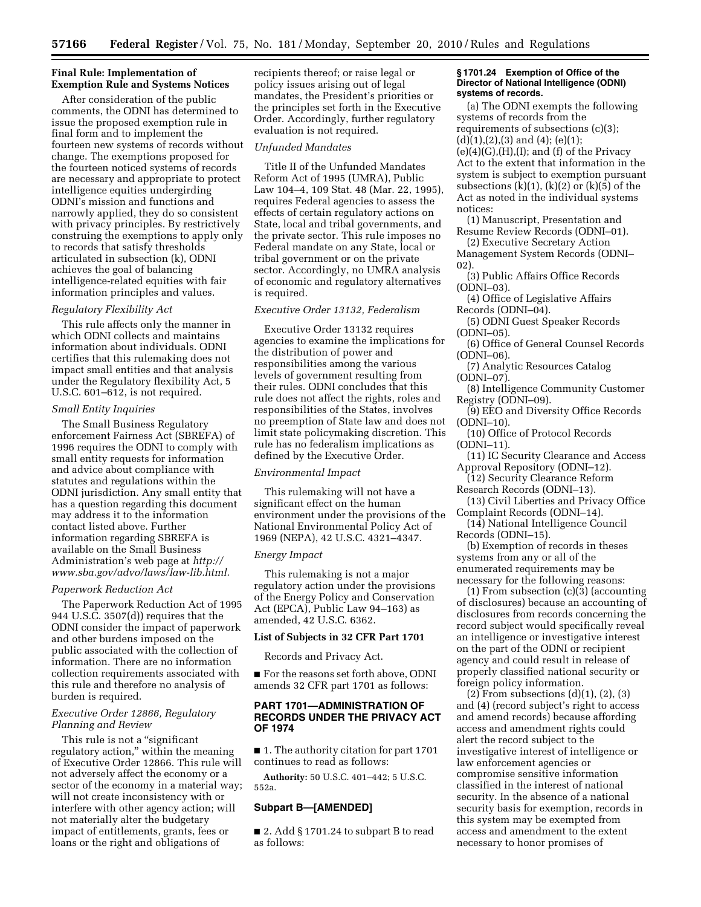**Final Rule: Implementation of Exemption Rule and Systems Notices**

After consideration of the public comments, the ODNI has determined to issue the proposed exemption rule in final form and to implement the fourteen new systems of records without change. The exemptions proposed for the fourteen noticed systems of records are necessary and appropriate to protect intelligence equities undergirding ODNI's mission and functions and narrowly applied, they do so consistent with privacy principles. By restrictively construing the exemptions to apply only to records that satisfy thresholds articulated in subsection (k), ODNI achieves the goal of balancing intelligence-related equities with fair information principles and values.

*Regulatory Flexibility Act*

This rule affects only the manner in which ODNI collects and maintains information about individuals. ODNI certifies that this rulemaking does not impact small entities and that analysis under the Regulatory flexibility Act, 5 U.S.C. 601–612, is not required.

*Small Entity Inquiries*

The Small Business Regulatory enforcement Fairness Act (SBREFA) of 1996 requires the ODNI to comply with small entity requests for information and advice about compliance with statutes and regulations within the ODNI jurisdiction. Any small entity that has a question regarding this document may address it to the information contact listed above. Further information regarding SBREFA is available on the Small Business Administration's web page at *http://www.sba.gov/advo/laws/law-lib.html.*

*Paperwork Reduction Act*

The Paperwork Reduction Act of 1995 944 U.S.C. 3507(d)) requires that the ODNI consider the impact of paperwork and other burdens imposed on the public associated with the collection of information. There are no information collection requirements associated with this rule and therefore no analysis of burden is required.

*Executive Order 12866, Regulatory Planning and Review*

This rule is not a "significant regulatory action," within the meaning of Executive Order 12866. This rule will not adversely affect the economy or a sector of the economy in a material way; will not create inconsistency with or interfere with other agency action; will not materially alter the budgetary impact of entitlements, grants, fees or loans or the right and obligations of recipients thereof; or raise legal or policy issues arising out of legal mandates, the President's priorities or the principles set forth in the Executive Order. Accordingly, further regulatory evaluation is not required.

*Unfunded Mandates*

Title II of the Unfunded Mandates Reform Act of 1995 (UMRA), Public Law 104–4, 109 Stat. 48 (Mar. 22, 1995), requires Federal agencies to assess the effects of certain regulatory actions on State, local and tribal governments, and the private sector. This rule imposes no Federal mandate on any State, local or tribal government or on the private sector. Accordingly, no UMRA analysis of economic and regulatory alternatives is required.

*Executive Order 13132, Federalism*

Executive Order 13132 requires agencies to examine the implications for the distribution of power and responsibilities among the various levels of government resulting from their rules. ODNI concludes that this rule does not affect the rights, roles and responsibilities of the States, involves no preemption of State law and does not limit state policymaking discretion. This rule has no federalism implications as defined by the Executive Order.

*Environmental Impact*

This rulemaking will not have a significant effect on the human environment under the provisions of the National Environmental Policy Act of 1969 (NEPA), 42 U.S.C. 4321–4347.

*Energy Impact*

This rulemaking is not a major regulatory action under the provisions of the Energy Policy and Conservation Act (EPCA), Public Law 94–163) as amended, 42 U.S.C. 6362.

**List of Subjects in 32 CFR Part 1701**

Records and Privacy Act.

■ For the reasons set forth above, ODNI amends 32 CFR part 1701 as follows:

**PART 1701—ADMINISTRATION OF RECORDS UNDER THE PRIVACY ACT OF 1974**

■ 1. The authority citation for part 1701 continues to read as follows:

**Authority:** 50 U.S.C. 401–442; 5 U.S.C. 552a.

**Subpart B—[AMENDED]**

■ 2. Add § 1701.24 to subpart B to read as follows:

**§ 1701.24 Exemption of Office of the Director of National Intelligence (ODNI) systems of records.**

(a) The ODNI exempts the following systems of records from the requirements of subsections (c)(3); (d)(1),(2),(3) and (4); (e)(1); (e)(4)(G),(H),(I); and (f) of the Privacy Act to the extent that information in the system is subject to exemption pursuant subsections (k)(1), (k)(2) or (k)(5) of the Act as noted in the individual systems notices:

(1) Manuscript, Presentation and Resume Review Records (ODNI–01).

(2) Executive Secretary Action Management System Records (ODNI–02).

(3) Public Affairs Office Records (ODNI–03).

(4) Office of Legislative Affairs Records (ODNI–04).

(5) ODNI Guest Speaker Records (ODNI–05).

(6) Office of General Counsel Records (ODNI–06).

(7) Analytic Resources Catalog (ODNI–07).

(8) Intelligence Community Customer Registry (ODNI–09).

(9) EEO and Diversity Office Records (ODNI–10).

(10) Office of Protocol Records (ODNI–11).

(11) IC Security Clearance and Access Approval Repository (ODNI–12).

(12) Security Clearance Reform Research Records (ODNI–13).

(13) Civil Liberties and Privacy Office Complaint Records (ODNI–14).

(14) National Intelligence Council Records (ODNI–15).

(b) Exemption of records in theses systems from any or all of the enumerated requirements may be necessary for the following reasons:

(1) From subsection (c)(3) (accounting of disclosures) because an accounting of disclosures from records concerning the record subject would specifically reveal an intelligence or investigative interest on the part of the ODNI or recipient agency and could result in release of properly classified national security or foreign policy information.

(2) From subsections (d)(1), (2), (3) and (4) (record subject's right to access and amend records) because affording access and amendment rights could alert the record subject to the investigative interest of intelligence or law enforcement agencies or compromise sensitive information classified in the interest of national security. In the absence of a national security basis for exemption, records in this system may be exempted from access and amendment to the extent necessary to honor promises of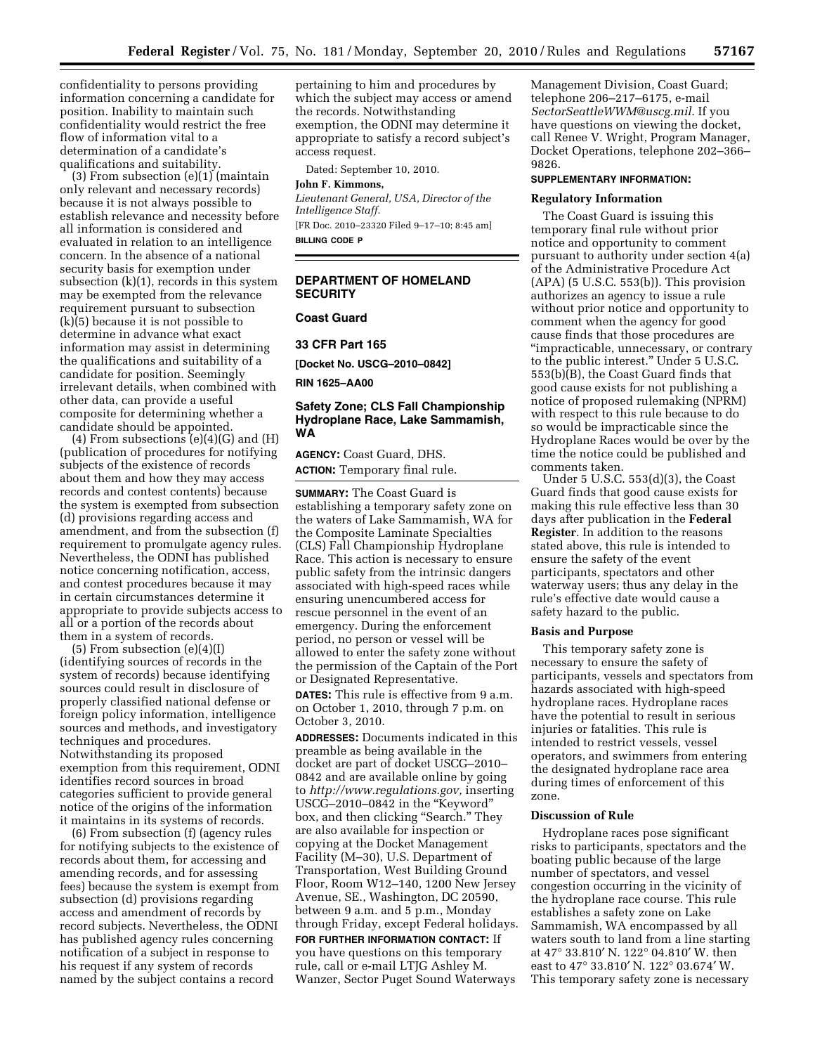confidentiality to persons providing information concerning a candidate for position. Inability to maintain such confidentiality would restrict the free flow of information vital to a determination of a candidate's qualifications and suitability.

(3) From subsection (e)(1) (maintain only relevant and necessary records) because it is not always possible to establish relevance and necessity before all information is considered and evaluated in relation to an intelligence concern. In the absence of a national security basis for exemption under subsection (k)(1), records in this system may be exempted from the relevance requirement pursuant to subsection (k)(5) because it is not possible to determine in advance what exact information may assist in determining the qualifications and suitability of a candidate for position. Seemingly irrelevant details, when combined with other data, can provide a useful composite for determining whether a candidate should be appointed.

(4) From subsections (e)(4)(G) and (H) (publication of procedures for notifying subjects of the existence of records about them and how they may access records and contest contents) because the system is exempted from subsection (d) provisions regarding access and amendment, and from the subsection (f) requirement to promulgate agency rules. Nevertheless, the ODNI has published notice concerning notification, access, and contest procedures because it may in certain circumstances determine it appropriate to provide subjects access to all or a portion of the records about them in a system of records.

(5) From subsection (e)(4)(I) (identifying sources of records in the system of records) because identifying sources could result in disclosure of properly classified national defense or foreign policy information, intelligence sources and methods, and investigatory techniques and procedures. Notwithstanding its proposed exemption from this requirement, ODNI identifies record sources in broad categories sufficient to provide general notice of the origins of the information it maintains in its systems of records.

(6) From subsection (f) (agency rules for notifying subjects to the existence of records about them, for accessing and amending records, and for assessing fees) because the system is exempt from subsection (d) provisions regarding access and amendment of records by record subjects. Nevertheless, the ODNI has published agency rules concerning notification of a subject in response to his request if any system of records named by the subject contains a record pertaining to him and procedures by which the subject may access or amend the records. Notwithstanding exemption, the ODNI may determine it appropriate to satisfy a record subject's access request.

Dated: September 10, 2010.

**John F. Kimmons,**

*Lieutenant General, USA, Director of the Intelligence Staff.*

[FR Doc. 2010–23320 Filed 9–17–10; 8:45 am]

**BILLING CODE P**

## DEPARTMENT OF HOMELAND SECURITY

### Coast Guard

### 33 CFR Part 165

**[Docket No. USCG–2010–0842]**

**RIN 1625–AA00**

### Safety Zone; CLS Fall Championship Hydroplane Race, Lake Sammamish, WA

**AGENCY:** Coast Guard, DHS.

**ACTION:** Temporary final rule.

**SUMMARY:** The Coast Guard is establishing a temporary safety zone on the waters of Lake Sammamish, WA for the Composite Laminate Specialties (CLS) Fall Championship Hydroplane Race. This action is necessary to ensure public safety from the intrinsic dangers associated with high-speed races while ensuring unencumbered access for rescue personnel in the event of an emergency. During the enforcement period, no person or vessel will be allowed to enter the safety zone without the permission of the Captain of the Port or Designated Representative.

**DATES:** This rule is effective from 9 a.m. on October 1, 2010, through 7 p.m. on October 3, 2010.

**ADDRESSES:** Documents indicated in this preamble as being available in the docket are part of docket USCG–2010–0842 and are available online by going to *http://www.regulations.gov,* inserting USCG–2010–0842 in the "Keyword" box, and then clicking "Search." They are also available for inspection or copying at the Docket Management Facility (M–30), U.S. Department of Transportation, West Building Ground Floor, Room W12–140, 1200 New Jersey Avenue, SE., Washington, DC 20590, between 9 a.m. and 5 p.m., Monday through Friday, except Federal holidays.

**FOR FURTHER INFORMATION CONTACT:** If you have questions on this temporary rule, call or e-mail LTJG Ashley M. Wanzer, Sector Puget Sound Waterways Management Division, Coast Guard; telephone 206–217–6175, e-mail *SectorSeattleWWM@uscg.mil*. If you have questions on viewing the docket, call Renee V. Wright, Program Manager, Docket Operations, telephone 202–366–9826.

**SUPPLEMENTARY INFORMATION:**

#### Regulatory Information

The Coast Guard is issuing this temporary final rule without prior notice and opportunity to comment pursuant to authority under section 4(a) of the Administrative Procedure Act (APA) (5 U.S.C. 553(b)). This provision authorizes an agency to issue a rule without prior notice and opportunity to comment when the agency for good cause finds that those procedures are "impracticable, unnecessary, or contrary to the public interest." Under 5 U.S.C. 553(b)(B), the Coast Guard finds that good cause exists for not publishing a notice of proposed rulemaking (NPRM) with respect to this rule because to do so would be impracticable since the Hydroplane Races would be over by the time the notice could be published and comments taken.

Under 5 U.S.C. 553(d)(3), the Coast Guard finds that good cause exists for making this rule effective less than 30 days after publication in the **Federal Register**. In addition to the reasons stated above, this rule is intended to ensure the safety of the event participants, spectators and other waterway users; thus any delay in the rule's effective date would cause a safety hazard to the public.

#### Basis and Purpose

This temporary safety zone is necessary to ensure the safety of participants, vessels and spectators from hazards associated with high-speed hydroplane races. Hydroplane races have the potential to result in serious injuries or fatalities. This rule is intended to restrict vessels, vessel operators, and swimmers from entering the designated hydroplane race area during times of enforcement of this zone.

#### Discussion of Rule

Hydroplane races pose significant risks to participants, spectators and the boating public because of the large number of spectators, and vessel congestion occurring in the vicinity of the hydroplane race course. This rule establishes a safety zone on Lake Sammamish, WA encompassed by all waters south to land from a line starting at 47° 33.810′ N. 122° 04.810′ W. then east to 47° 33.810′ N. 122° 03.674′ W. This temporary safety zone is necessary